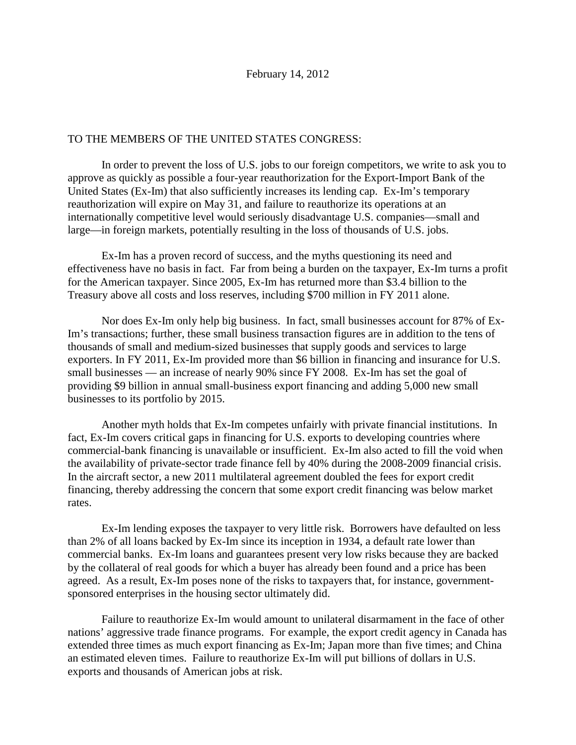February 14, 2012

TO THE MEMBERS OF THE UNITED STATES CONGRESS:

In order to prevent the loss of U.S. jobs to our foreign competitors, we write to ask you to approve as quickly as possible a four-year reauthorization for the Export-Import Bank of the United States (Ex-Im) that also sufficiently increases its lending cap. Ex-Im's temporary reauthorization will expire on May 31, and failure to reauthorize its operations at an internationally competitive level would seriously disadvantage U.S. companies—small and large—in foreign markets, potentially resulting in the loss of thousands of U.S. jobs.

Ex-Im has a proven record of success, and the myths questioning its need and effectiveness have no basis in fact. Far from being a burden on the taxpayer, Ex-Im turns a profit for the American taxpayer. Since 2005, Ex-Im has returned more than $3.4 billion to the Treasury above all costs and loss reserves, including $700 million in FY 2011 alone.

Nor does Ex-Im only help big business. In fact, small businesses account for 87% of Ex-Im's transactions; further, these small business transaction figures are in addition to the tens of thousands of small and medium-sized businesses that supply goods and services to large exporters. In FY 2011, Ex-Im provided more than $6 billion in financing and insurance for U.S. small businesses — an increase of nearly 90% since FY 2008. Ex-Im has set the goal of providing $9 billion in annual small-business export financing and adding 5,000 new small businesses to its portfolio by 2015.

Another myth holds that Ex-Im competes unfairly with private financial institutions. In fact, Ex-Im covers critical gaps in financing for U.S. exports to developing countries where commercial-bank financing is unavailable or insufficient. Ex-Im also acted to fill the void when the availability of private-sector trade finance fell by 40% during the 2008-2009 financial crisis. In the aircraft sector, a new 2011 multilateral agreement doubled the fees for export credit financing, thereby addressing the concern that some export credit financing was below market rates.

Ex-Im lending exposes the taxpayer to very little risk. Borrowers have defaulted on less than 2% of all loans backed by Ex-Im since its inception in 1934, a default rate lower than commercial banks. Ex-Im loans and guarantees present very low risks because they are backed by the collateral of real goods for which a buyer has already been found and a price has been agreed. As a result, Ex-Im poses none of the risks to taxpayers that, for instance, government-sponsored enterprises in the housing sector ultimately did.

Failure to reauthorize Ex-Im would amount to unilateral disarmament in the face of other nations' aggressive trade finance programs. For example, the export credit agency in Canada has extended three times as much export financing as Ex-Im; Japan more than five times; and China an estimated eleven times. Failure to reauthorize Ex-Im will put billions of dollars in U.S. exports and thousands of American jobs at risk.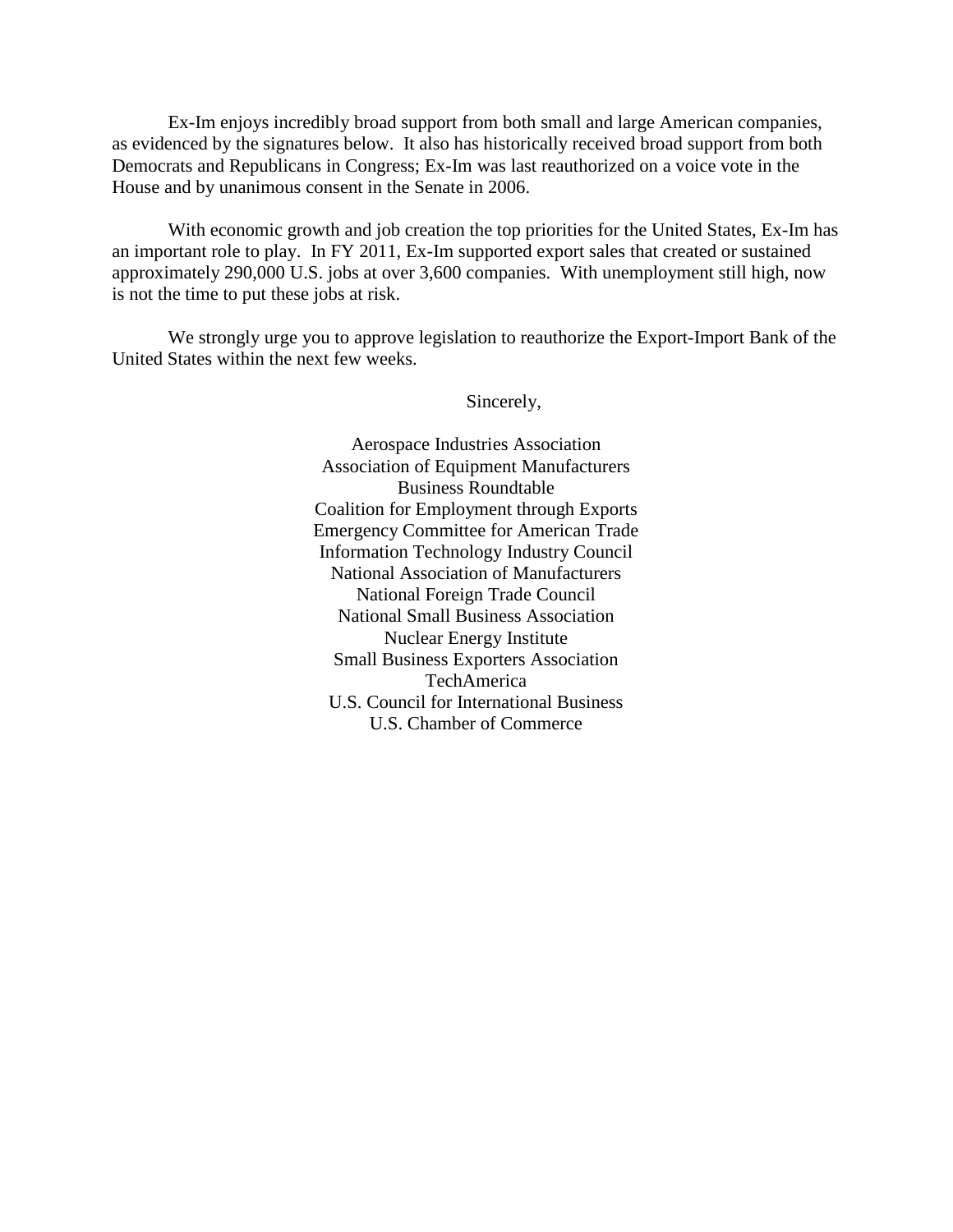Ex-Im enjoys incredibly broad support from both small and large American companies, as evidenced by the signatures below. It also has historically received broad support from both Democrats and Republicans in Congress; Ex-Im was last reauthorized on a voice vote in the House and by unanimous consent in the Senate in 2006.

With economic growth and job creation the top priorities for the United States, Ex-Im has an important role to play. In FY 2011, Ex-Im supported export sales that created or sustained approximately 290,000 U.S. jobs at over 3,600 companies. With unemployment still high, now is not the time to put these jobs at risk.

We strongly urge you to approve legislation to reauthorize the Export-Import Bank of the United States within the next few weeks.

Sincerely,

Aerospace Industries Association
Association of Equipment Manufacturers
Business Roundtable
Coalition for Employment through Exports
Emergency Committee for American Trade
Information Technology Industry Council
National Association of Manufacturers
National Foreign Trade Council
National Small Business Association
Nuclear Energy Institute
Small Business Exporters Association
TechAmerica
U.S. Council for International Business
U.S. Chamber of Commerce